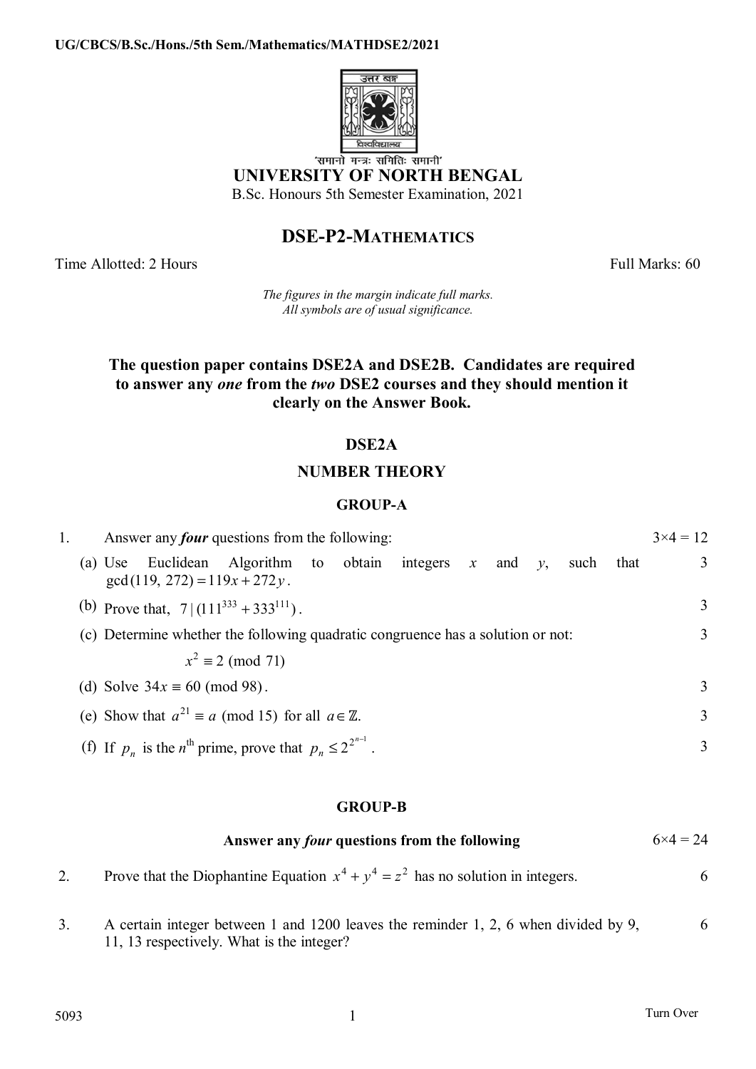UG/CBCS/B.Sc./Hons./5th Sem./Mathematics/MATHDSE2/2021

'समानो मन्त्रः समितिः समानी'

# UNIVERSITY OF NORTH BENGAL

B.Sc. Honours 5th Semester Examination, 2021

## DSE-P2-MATHEMATICS

Time Allotted: 2 Hours — Full Marks: 60

*The figures in the margin indicate full marks.*
*All symbols are of usual significance.*

**The question paper contains DSE2A and DSE2B. Candidates are required to answer any *one* from the *two* DSE2 courses and they should mention it clearly on the Answer Book.**

### DSE2A

### NUMBER THEORY

#### GROUP-A

1. Answer any ***four*** questions from the following: $3\times4 = 12$

   (a) Use Euclidean Algorithm to obtain integers $x$ and $y$, such that $\gcd(119,\ 272) = 119x + 272y$. — 3

   (b) Prove that, $7 \mid (111^{333} + 333^{111})$. — 3

   (c) Determine whether the following quadratic congruence has a solution or not: — 3

   $$x^2 \equiv 2 \pmod{71}$$

   (d) Solve $34x \equiv 60 \pmod{98}$. — 3

   (e) Show that $a^{21} \equiv a \pmod{15}$ for all $a \in \mathbb{Z}$. — 3

   (f) If $p_n$ is the $n^{\text{th}}$ prime, prove that $p_n \leq 2^{2^{n-1}}$. — 3

#### GROUP-B

**Answer any *four* questions from the following** $6\times4 = 24$

2. Prove that the Diophantine Equation $x^4 + y^4 = z^2$ has no solution in integers. — 6

3. A certain integer between 1 and 1200 leaves the reminder 1, 2, 6 when divided by 9, 11, 13 respectively. What is the integer? — 6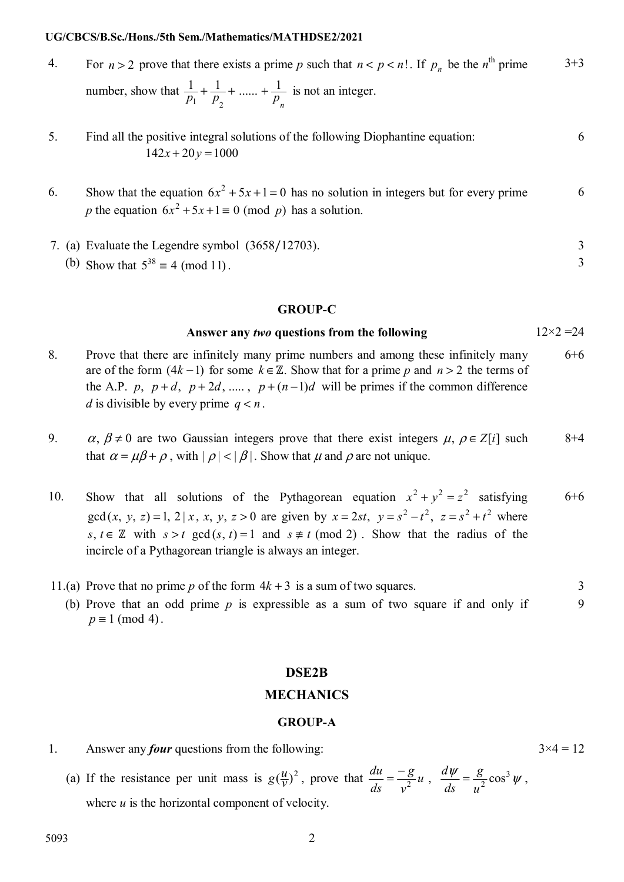4. For $n > 2$ prove that there exists a prime $p$ such that $n < p < n!$. If $p_n$ be the $n^{\text{th}}$ prime number, show that $\frac{1}{p_1} + \frac{1}{p_2} + \ldots\ldots + \frac{1}{p_n}$ is not an integer. **3+3**

5. Find all the positive integral solutions of the following Diophantine equation: **6**
$$142x + 20y = 1000$$

6. Show that the equation $6x^2 + 5x + 1 = 0$ has no solution in integers but for every prime $p$ the equation $6x^2 + 5x + 1 \equiv 0 \pmod{p}$ has a solution. **6**

7. (a) Evaluate the Legendre symbol $(3658/12703)$. **3**
   (b) Show that $5^{38} \equiv 4 \pmod{11}$. **3**

## GROUP-C

### Answer any *two* questions from the following — 12×2 = 24

8. Prove that there are infinitely many prime numbers and among these infinitely many are of the form $(4k-1)$ for some $k \in \mathbb{Z}$. Show that for a prime $p$ and $n > 2$ the terms of the A.P. $p,\ p+d,\ p+2d,\ \ldots\ldots,\ p+(n-1)d$ will be primes if the common difference $d$ is divisible by every prime $q < n$. **6+6**

9. $\alpha,\ \beta \neq 0$ are two Gaussian integers prove that there exist integers $\mu,\ \rho \in Z[i]$ such that $\alpha = \mu\beta + \rho$, with $|\rho| < |\beta|$. Show that $\mu$ and $\rho$ are not unique. **8+4**

10. Show that all solutions of the Pythagorean equation $x^2 + y^2 = z^2$ satisfying $\gcd(x, y, z) = 1,\ 2 \mid x,\ x,\ y,\ z > 0$ are given by $x = 2st,\ y = s^2 - t^2,\ z = s^2 + t^2$ where $s, t \in \mathbb{Z}$ with $s > t$ $\gcd(s, t) = 1$ and $s \not\equiv t \pmod{2}$. Show that the radius of the incircle of a Pythagorean triangle is always an integer. **6+6**

11. (a) Prove that no prime $p$ of the form $4k + 3$ is a sum of two squares. **3**
    (b) Prove that an odd prime $p$ is expressible as a sum of two square if and only if $p \equiv 1 \pmod{4}$. **9**

# DSE2B

# MECHANICS

## GROUP-A

1. Answer any ***four*** questions from the following: **3×4 = 12**

   (a) If the resistance per unit mass is $g(\frac{u}{v})^2$, prove that $\frac{du}{ds} = \frac{-g}{v^2}u$, $\frac{d\psi}{ds} = \frac{g}{u^2}\cos^3\psi$, where $u$ is the horizontal component of velocity.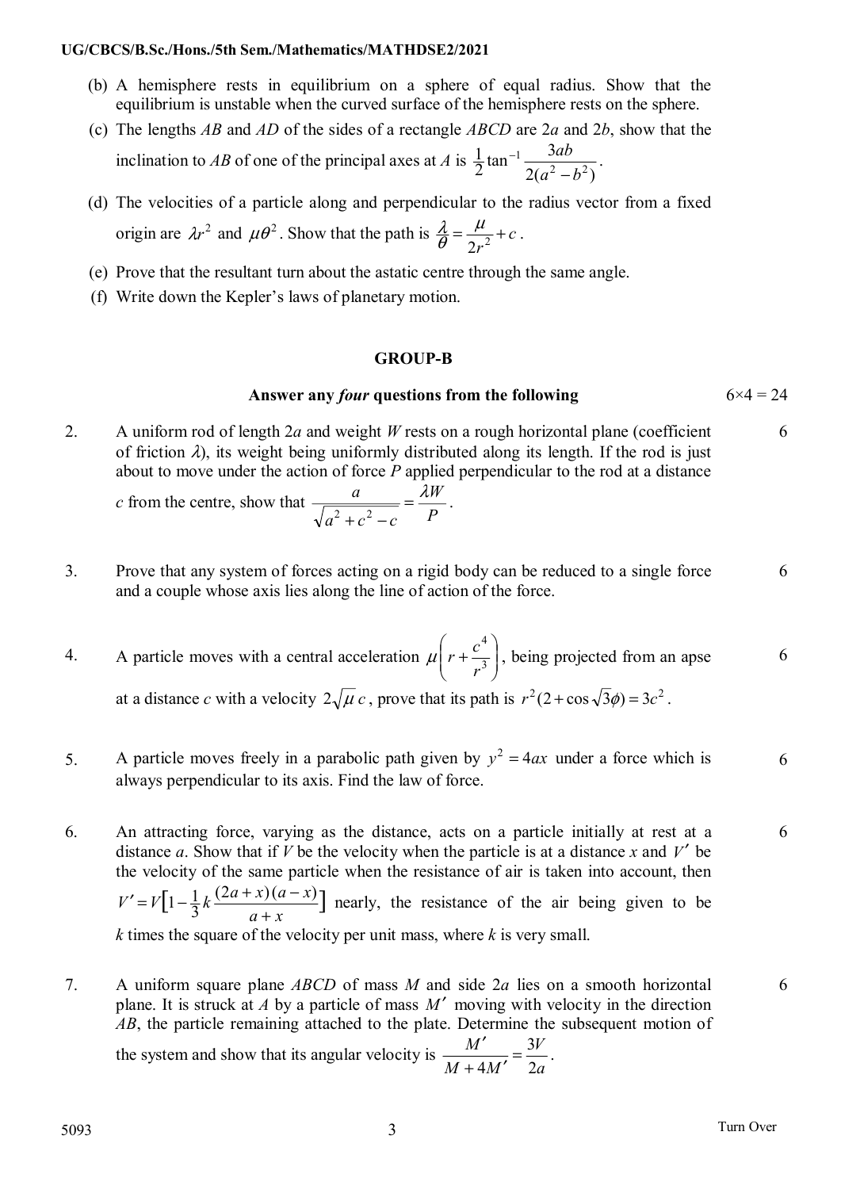(b) A hemisphere rests in equilibrium on a sphere of equal radius. Show that the equilibrium is unstable when the curved surface of the hemisphere rests on the sphere.

(c) The lengths $AB$ and $AD$ of the sides of a rectangle $ABCD$ are $2a$ and $2b$, show that the inclination to $AB$ of one of the principal axes at $A$ is $\frac{1}{2}\tan^{-1}\frac{3ab}{2(a^2-b^2)}$.

(d) The velocities of a particle along and perpendicular to the radius vector from a fixed origin are $\lambda r^2$ and $\mu\theta^2$. Show that the path is $\frac{\lambda}{\theta}=\frac{\mu}{2r^2}+c$.

(e) Prove that the resultant turn about the astatic centre through the same angle.

(f) Write down the Kepler's laws of planetary motion.

## GROUP-B

**Answer any *four* questions from the following** $6\times 4 = 24$

2. A uniform rod of length $2a$ and weight $W$ rests on a rough horizontal plane (coefficient of friction $\lambda$), its weight being uniformly distributed along its length. If the rod is just about to move under the action of force $P$ applied perpendicular to the rod at a distance $c$ from the centre, show that $\frac{a}{\sqrt{a^2+c^2}-c}=\frac{\lambda W}{P}$. 6

3. Prove that any system of forces acting on a rigid body can be reduced to a single force and a couple whose axis lies along the line of action of the force. 6

4. A particle moves with a central acceleration $\mu\left(r+\frac{c^4}{r^3}\right)$, being projected from an apse at a distance $c$ with a velocity $2\sqrt{\mu}\,c$, prove that its path is $r^2(2+\cos\sqrt{3}\phi)=3c^2$. 6

5. A particle moves freely in a parabolic path given by $y^2=4ax$ under a force which is always perpendicular to its axis. Find the law of force. 6

6. An attracting force, varying as the distance, acts on a particle initially at rest at a distance $a$. Show that if $V$ be the velocity when the particle is at a distance $x$ and $V'$ be the velocity of the same particle when the resistance of air is taken into account, then $V'=V\left[1-\frac{1}{3}k\frac{(2a+x)(a-x)}{a+x}\right]$ nearly, the resistance of the air being given to be $k$ times the square of the velocity per unit mass, where $k$ is very small. 6

7. A uniform square plane $ABCD$ of mass $M$ and side $2a$ lies on a smooth horizontal plane. It is struck at $A$ by a particle of mass $M'$ moving with velocity in the direction $AB$, the particle remaining attached to the plate. Determine the subsequent motion of the system and show that its angular velocity is $\frac{M'}{M+4M'}=\frac{3V}{2a}$. 6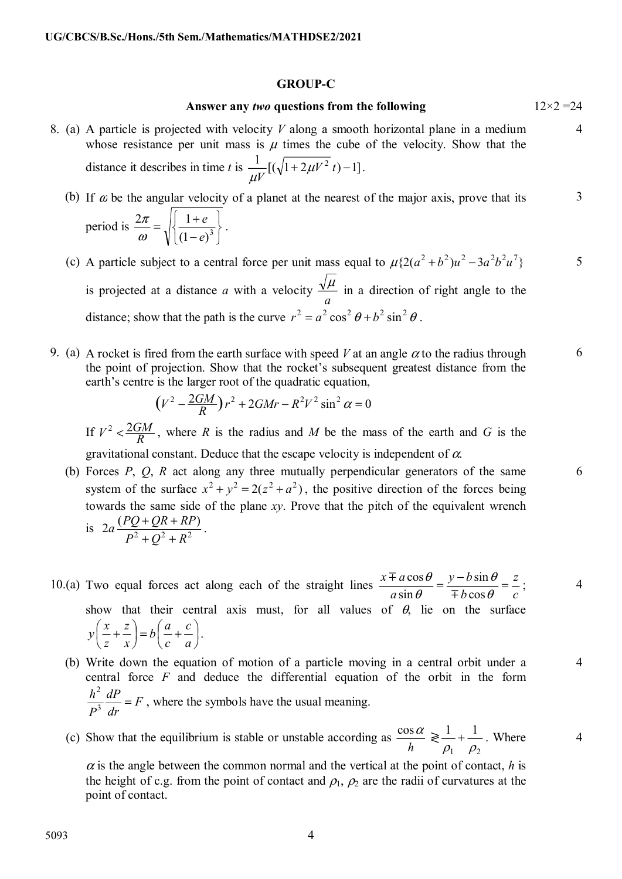## GROUP-C

**Answer any *two* questions from the following** $12\times 2=24$

8. (a) A particle is projected with velocity $V$ along a smooth horizontal plane in a medium whose resistance per unit mass is $\mu$ times the cube of the velocity. Show that the distance it describes in time $t$ is $\dfrac{1}{\mu V}[(\sqrt{1+2\mu V^2}\,t)-1]$. **4**

   (b) If $\omega$ be the angular velocity of a planet at the nearest of the major axis, prove that its period is $\dfrac{2\pi}{\omega}=\sqrt{\left\{\dfrac{1+e}{(1-e)^3}\right\}}$. **3**

   (c) A particle subject to a central force per unit mass equal to $\mu\{2(a^2+b^2)u^2-3a^2b^2u^7\}$ is projected at a distance $a$ with a velocity $\dfrac{\sqrt{\mu}}{a}$ in a direction of right angle to the distance; show that the path is the curve $r^2=a^2\cos^2\theta+b^2\sin^2\theta$. **5**

9. (a) A rocket is fired from the earth surface with speed $V$ at an angle $\alpha$ to the radius through the point of projection. Show that the rocket's subsequent greatest distance from the earth's centre is the larger root of the quadratic equation, **6**

$$\left(V^2-\frac{2GM}{R}\right)r^2+2GMr-R^2V^2\sin^2\alpha=0$$

   If $V^2<\dfrac{2GM}{R}$, where $R$ is the radius and $M$ be the mass of the earth and $G$ is the gravitational constant. Deduce that the escape velocity is independent of $\alpha$.

   (b) Forces $P$, $Q$, $R$ act along any three mutually perpendicular generators of the same system of the surface $x^2+y^2=2(z^2+a^2)$, the positive direction of the forces being towards the same side of the plane $xy$. Prove that the pitch of the equivalent wrench is $2a\dfrac{(PQ+QR+RP)}{P^2+Q^2+R^2}$. **6**

10. (a) Two equal forces act along each of the straight lines $\dfrac{x\mp a\cos\theta}{a\sin\theta}=\dfrac{y-b\sin\theta}{\mp b\cos\theta}=\dfrac{z}{c}$; show that their central axis must, for all values of $\theta$, lie on the surface $y\left(\dfrac{x}{z}+\dfrac{z}{x}\right)=b\left(\dfrac{a}{c}+\dfrac{c}{a}\right)$. **4**

   (b) Write down the equation of motion of a particle moving in a central orbit under a central force $F$ and deduce the differential equation of the orbit in the form $\dfrac{h^2}{P^3}\dfrac{dP}{dr}=F$, where the symbols have the usual meaning. **4**

   (c) Show that the equilibrium is stable or unstable according as $\dfrac{\cos\alpha}{h}\gtrless\dfrac{1}{\rho_1}+\dfrac{1}{\rho_2}$. Where $\alpha$ is the angle between the common normal and the vertical at the point of contact, $h$ is the height of c.g. from the point of contact and $\rho_1$, $\rho_2$ are the radii of curvatures at the point of contact. **4**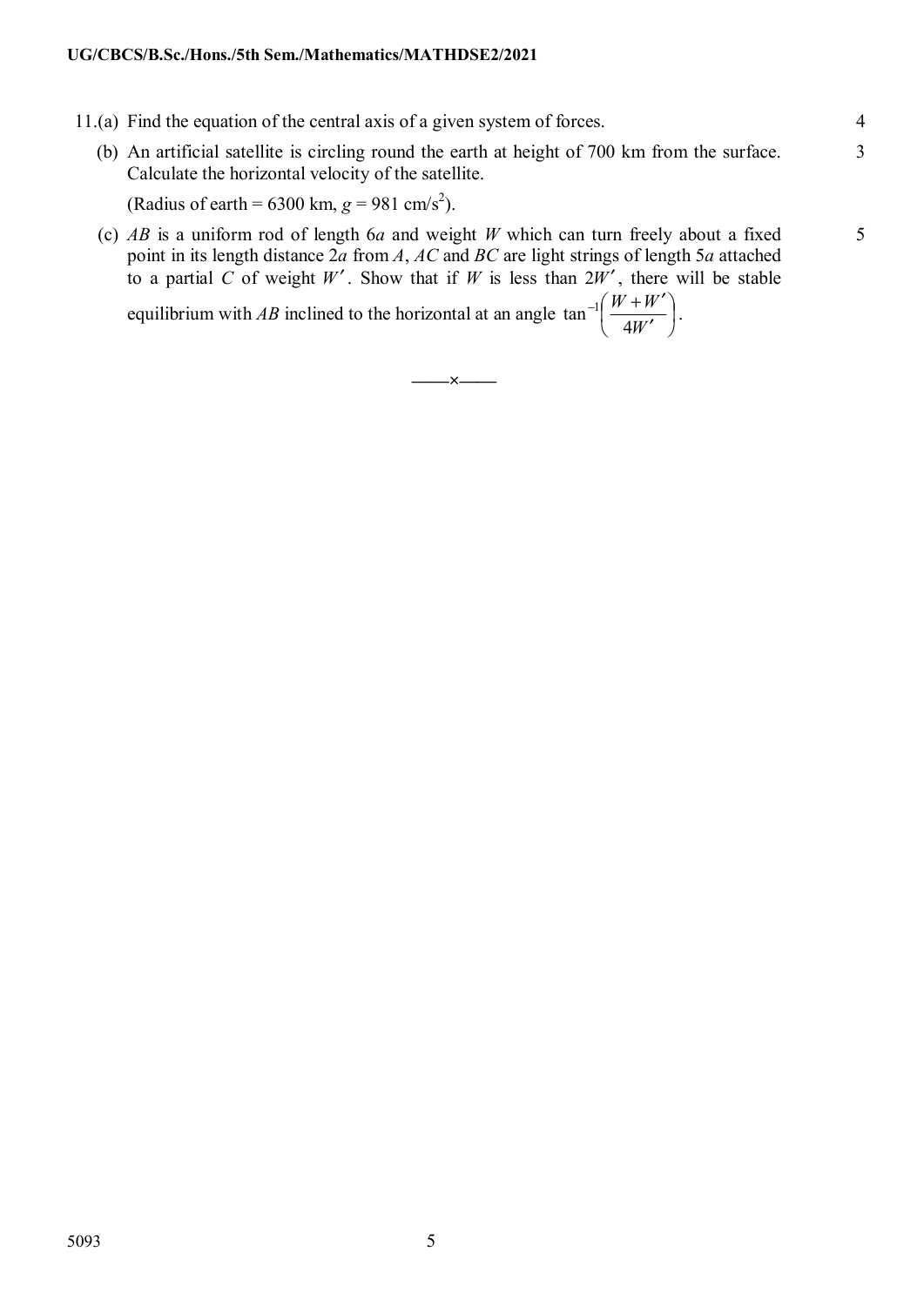11.(a) Find the equation of the central axis of a given system of forces. 4

(b) An artificial satellite is circling round the earth at height of 700 km from the surface. Calculate the horizontal velocity of the satellite. 3

(Radius of earth = 6300 km, $g = 981$ cm/s$^2$).

(c) $AB$ is a uniform rod of length $6a$ and weight $W$ which can turn freely about a fixed point in its length distance $2a$ from $A$, $AC$ and $BC$ are light strings of length $5a$ attached to a partial $C$ of weight $W'$. Show that if $W$ is less than $2W'$, there will be stable equilibrium with $AB$ inclined to the horizontal at an angle $\tan^{-1}\left(\dfrac{W+W'}{4W'}\right)$. 5

——×——